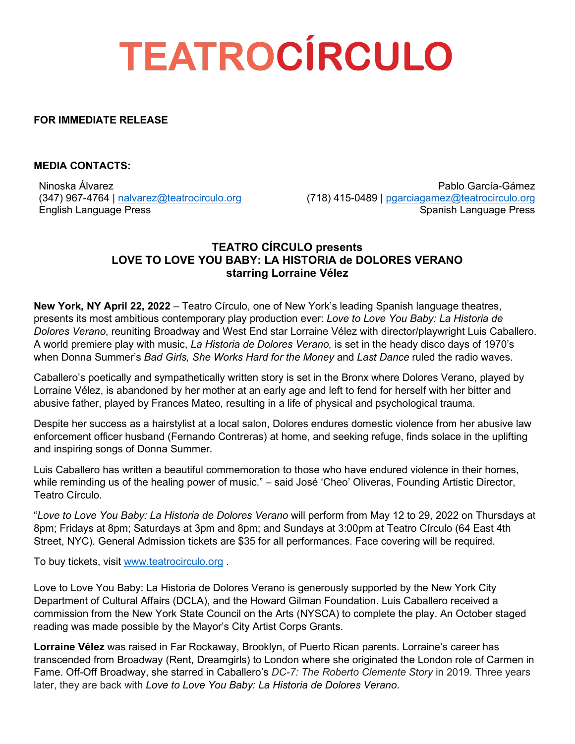# TEATROCÍRCULO

**FOR IMMEDIATE RELEASE**

**MEDIA CONTACTS:**

Ninoska Álvarez
(347) 967-4764 | nalvarez@teatrocirculo.org
English Language Press

Pablo García-Gámez
(718) 415-0489 | pgarciagamez@teatrocirculo.org
Spanish Language Press

**TEATRO CÍRCULO presents**
**LOVE TO LOVE YOU BABY: LA HISTORIA de DOLORES VERANO**
**starring Lorraine Vélez**

**New York, NY April 22, 2022** – Teatro Círculo, one of New York's leading Spanish language theatres, presents its most ambitious contemporary play production ever: *Love to Love You Baby: La Historia de Dolores Verano*, reuniting Broadway and West End star Lorraine Vélez with director/playwright Luis Caballero. A world premiere play with music, *La Historia de Dolores Verano,* is set in the heady disco days of 1970's when Donna Summer's *Bad Girls, She Works Hard for the Money* and *Last Dance* ruled the radio waves.

Caballero's poetically and sympathetically written story is set in the Bronx where Dolores Verano, played by Lorraine Vélez, is abandoned by her mother at an early age and left to fend for herself with her bitter and abusive father, played by Frances Mateo, resulting in a life of physical and psychological trauma.

Despite her success as a hairstylist at a local salon, Dolores endures domestic violence from her abusive law enforcement officer husband (Fernando Contreras) at home, and seeking refuge, finds solace in the uplifting and inspiring songs of Donna Summer.

Luis Caballero has written a beautiful commemoration to those who have endured violence in their homes, while reminding us of the healing power of music." – said José 'Cheo' Oliveras, Founding Artistic Director, Teatro Círculo.

"*Love to Love You Baby: La Historia de Dolores Verano* will perform from May 12 to 29, 2022 on Thursdays at 8pm; Fridays at 8pm; Saturdays at 3pm and 8pm; and Sundays at 3:00pm at Teatro Círculo (64 East 4th Street, NYC). General Admission tickets are $35 for all performances. Face covering will be required.

To buy tickets, visit www.teatrocirculo.org .

Love to Love You Baby: La Historia de Dolores Verano is generously supported by the New York City Department of Cultural Affairs (DCLA), and the Howard Gilman Foundation. Luis Caballero received a commission from the New York State Council on the Arts (NYSCA) to complete the play. An October staged reading was made possible by the Mayor's City Artist Corps Grants.

**Lorraine Vélez** was raised in Far Rockaway, Brooklyn, of Puerto Rican parents. Lorraine's career has transcended from Broadway (Rent, Dreamgirls) to London where she originated the London role of Carmen in Fame. Off-Off Broadway, she starred in Caballero's *DC-7: The Roberto Clemente Story* in 2019. Three years later, they are back with *Love to Love You Baby: La Historia de Dolores Verano*.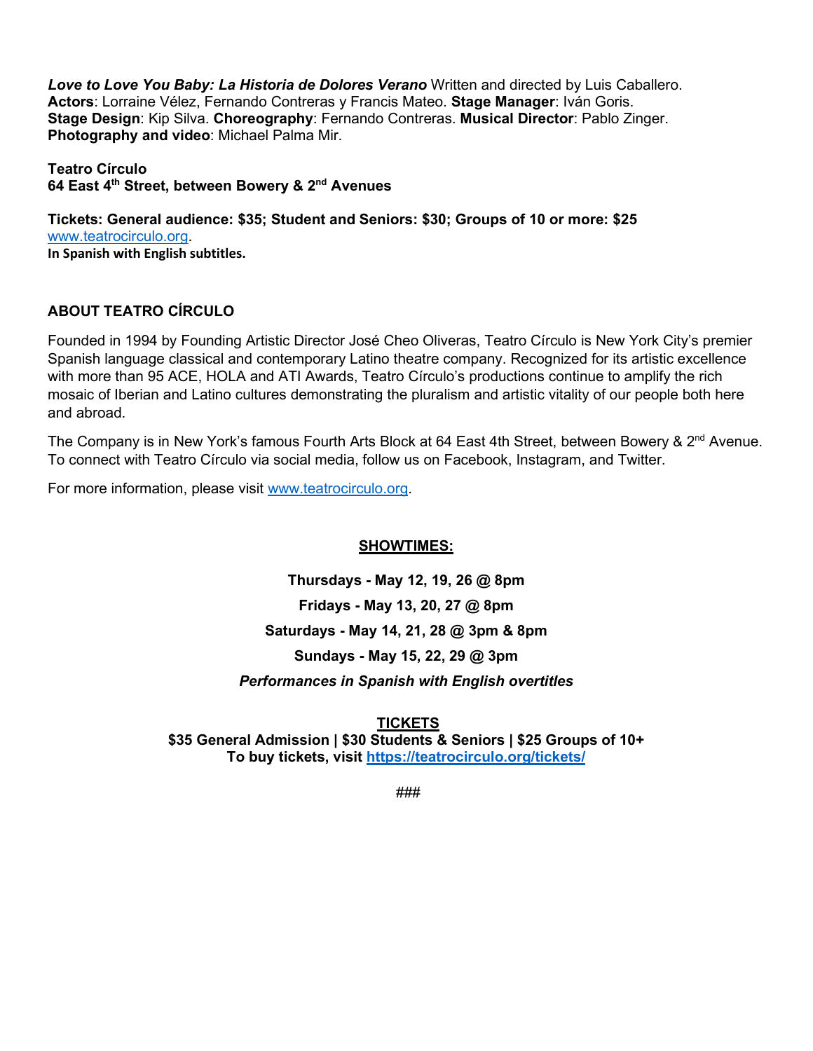***Love to Love You Baby: La Historia de Dolores Verano*** Written and directed by Luis Caballero.
**Actors**: Lorraine Vélez, Fernando Contreras y Francis Mateo. **Stage Manager**: Iván Goris.
**Stage Design**: Kip Silva. **Choreography**: Fernando Contreras. **Musical Director**: Pablo Zinger.
**Photography and video**: Michael Palma Mir.

**Teatro Círculo**
**64 East 4th Street, between Bowery & 2nd Avenues**

**Tickets: General audience: $35; Student and Seniors: $30; Groups of 10 or more: $25**
www.teatrocirculo.org.
**In Spanish with English subtitles.**

## ABOUT TEATRO CÍRCULO

Founded in 1994 by Founding Artistic Director José Cheo Oliveras, Teatro Círculo is New York City's premier Spanish language classical and contemporary Latino theatre company. Recognized for its artistic excellence with more than 95 ACE, HOLA and ATI Awards, Teatro Círculo's productions continue to amplify the rich mosaic of Iberian and Latino cultures demonstrating the pluralism and artistic vitality of our people both here and abroad.

The Company is in New York's famous Fourth Arts Block at 64 East 4th Street, between Bowery & 2nd Avenue. To connect with Teatro Círculo via social media, follow us on Facebook, Instagram, and Twitter.

For more information, please visit www.teatrocirculo.org.

## SHOWTIMES:

**Thursdays - May 12, 19, 26 @ 8pm**

**Fridays - May 13, 20, 27 @ 8pm**

**Saturdays - May 14, 21, 28 @ 3pm & 8pm**

**Sundays - May 15, 22, 29 @ 3pm**

***Performances in Spanish with English overtitles***

## TICKETS

**$35 General Admission | $30 Students & Seniors | $25 Groups of 10+**
**To buy tickets, visit https://teatrocirculo.org/tickets/**

###